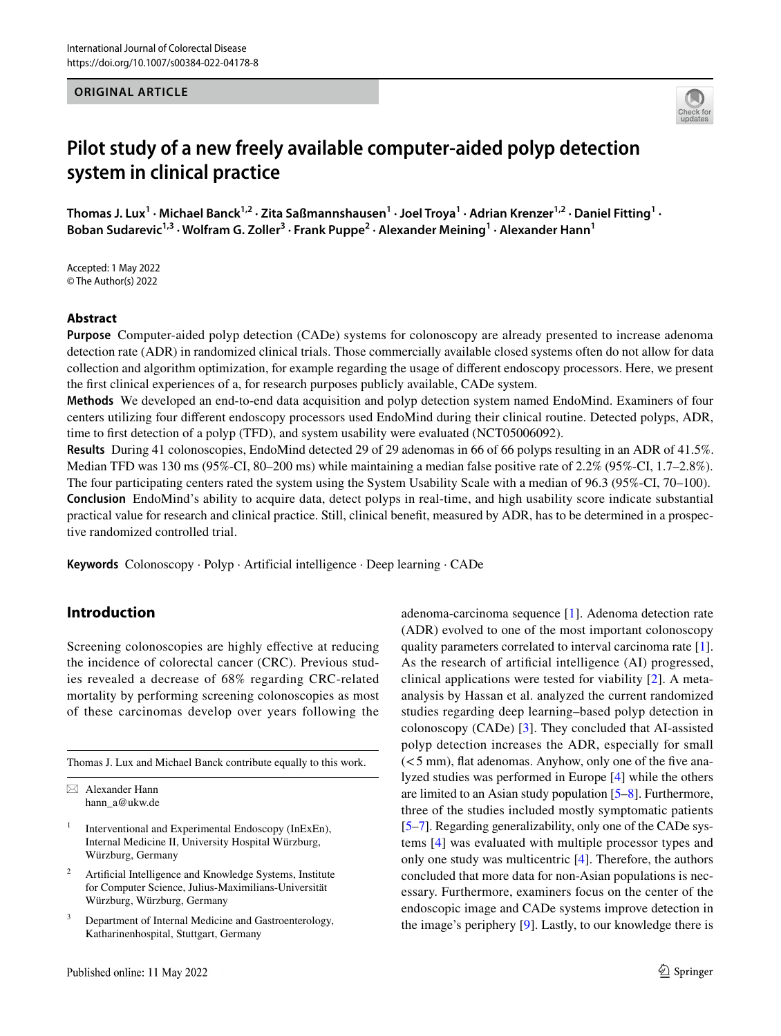ORIGINAL ARTICLE

# Pilot study of a new freely available computer-aided polyp detection system in clinical practice

**Thomas J. Lux[1] · Michael Banck[1,2] · Zita Saßmannshausen[1] · Joel Troya[1] · Adrian Krenzer[1,2] · Daniel Fitting[1] · Boban Sudarevic[1,3] · Wolfram G. Zoller[3] · Frank Puppe[2] · Alexander Meining[1] · Alexander Hann[1]**

Accepted: 1 May 2022
© The Author(s) 2022

## Abstract

**Purpose** Computer-aided polyp detection (CADe) systems for colonoscopy are already presented to increase adenoma detection rate (ADR) in randomized clinical trials. Those commercially available closed systems often do not allow for data collection and algorithm optimization, for example regarding the usage of different endoscopy processors. Here, we present the first clinical experiences of a, for research purposes publicly available, CADe system.

**Methods** We developed an end-to-end data acquisition and polyp detection system named EndoMind. Examiners of four centers utilizing four different endoscopy processors used EndoMind during their clinical routine. Detected polyps, ADR, time to first detection of a polyp (TFD), and system usability were evaluated (NCT05006092).

**Results** During 41 colonoscopies, EndoMind detected 29 of 29 adenomas in 66 of 66 polyps resulting in an ADR of 41.5%. Median TFD was 130 ms (95%-CI, 80–200 ms) while maintaining a median false positive rate of 2.2% (95%-CI, 1.7–2.8%). The four participating centers rated the system using the System Usability Scale with a median of 96.3 (95%-CI, 70–100).

**Conclusion** EndoMind's ability to acquire data, detect polyps in real-time, and high usability score indicate substantial practical value for research and clinical practice. Still, clinical benefit, measured by ADR, has to be determined in a prospective randomized controlled trial.

**Keywords** Colonoscopy · Polyp · Artificial intelligence · Deep learning · CADe

## Introduction

Screening colonoscopies are highly effective at reducing the incidence of colorectal cancer (CRC). Previous studies revealed a decrease of 68% regarding CRC-related mortality by performing screening colonoscopies as most of these carcinomas develop over years following the adenoma-carcinoma sequence [1]. Adenoma detection rate (ADR) evolved to one of the most important colonoscopy quality parameters correlated to interval carcinoma rate [1]. As the research of artificial intelligence (AI) progressed, clinical applications were tested for viability [2]. A meta-analysis by Hassan et al. analyzed the current randomized studies regarding deep learning–based polyp detection in colonoscopy (CADe) [3]. They concluded that AI-assisted polyp detection increases the ADR, especially for small (<5 mm), flat adenomas. Anyhow, only one of the five analyzed studies was performed in Europe [4] while the others are limited to an Asian study population [5–7]. Furthermore, three of the studies included mostly symptomatic patients [5–7]. Regarding generalizability, only one of the CADe systems [4] was evaluated with multiple processor types and only one study was multicentric [4]. Therefore, the authors concluded that more data for non-Asian populations is necessary. Furthermore, examiners focus on the center of the endoscopic image and CADe systems improve detection in the image's periphery [9]. Lastly, to our knowledge there is

Thomas J. Lux and Michael Banck contribute equally to this work.

✉ Alexander Hann
hann_a@ukw.de

[1] Interventional and Experimental Endoscopy (InExEn), Internal Medicine II, University Hospital Würzburg, Würzburg, Germany

[2] Artificial Intelligence and Knowledge Systems, Institute for Computer Science, Julius-Maximilians-Universität Würzburg, Würzburg, Germany

[3] Department of Internal Medicine and Gastroenterology, Katharinenhospital, Stuttgart, Germany

Published online: 11 May 2022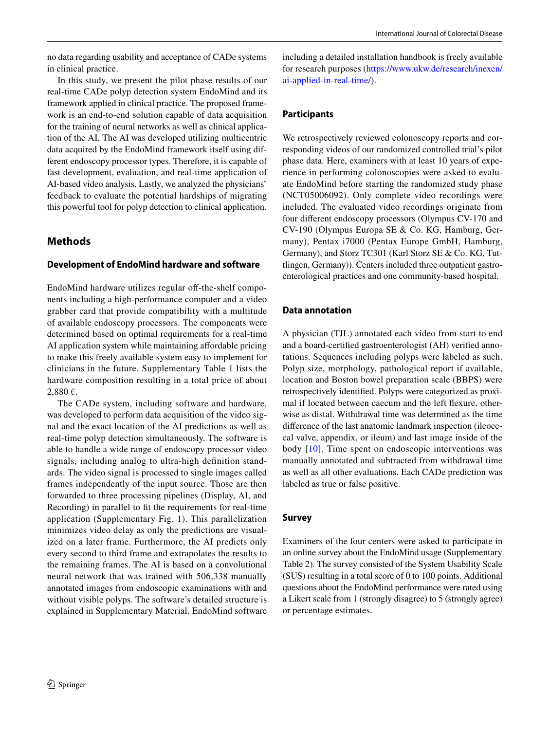no data regarding usability and acceptance of CADe systems in clinical practice.

In this study, we present the pilot phase results of our real-time CADe polyp detection system EndoMind and its framework applied in clinical practice. The proposed framework is an end-to-end solution capable of data acquisition for the training of neural networks as well as clinical application of the AI. The AI was developed utilizing multicentric data acquired by the EndoMind framework itself using different endoscopy processor types. Therefore, it is capable of fast development, evaluation, and real-time application of AI-based video analysis. Lastly, we analyzed the physicians' feedback to evaluate the potential hardships of migrating this powerful tool for polyp detection to clinical application.

## Methods

### Development of EndoMind hardware and software

EndoMind hardware utilizes regular off-the-shelf components including a high-performance computer and a video grabber card that provide compatibility with a multitude of available endoscopy processors. The components were determined based on optimal requirements for a real-time AI application system while maintaining affordable pricing to make this freely available system easy to implement for clinicians in the future. Supplementary Table 1 lists the hardware composition resulting in a total price of about 2,880 €.

The CADe system, including software and hardware, was developed to perform data acquisition of the video signal and the exact location of the AI predictions as well as real-time polyp detection simultaneously. The software is able to handle a wide range of endoscopy processor video signals, including analog to ultra-high definition standards. The video signal is processed to single images called frames independently of the input source. Those are then forwarded to three processing pipelines (Display, AI, and Recording) in parallel to fit the requirements for real-time application (Supplementary Fig. 1). This parallelization minimizes video delay as only the predictions are visualized on a later frame. Furthermore, the AI predicts only every second to third frame and extrapolates the results to the remaining frames. The AI is based on a convolutional neural network that was trained with 506,338 manually annotated images from endoscopic examinations with and without visible polyps. The software's detailed structure is explained in Supplementary Material. EndoMind software including a detailed installation handbook is freely available for research purposes (https://www.ukw.de/research/inexen/ai-applied-in-real-time/).

### Participants

We retrospectively reviewed colonoscopy reports and corresponding videos of our randomized controlled trial's pilot phase data. Here, examiners with at least 10 years of experience in performing colonoscopies were asked to evaluate EndoMind before starting the randomized study phase (NCT05006092). Only complete video recordings were included. The evaluated video recordings originate from four different endoscopy processors (Olympus CV-170 and CV-190 (Olympus Europa SE & Co. KG, Hamburg, Germany), Pentax i7000 (Pentax Europe GmbH, Hamburg, Germany), and Storz TC301 (Karl Storz SE & Co. KG, Tuttlingen, Germany)). Centers included three outpatient gastroenterological practices and one community-based hospital.

### Data annotation

A physician (TJL) annotated each video from start to end and a board-certified gastroenterologist (AH) verified annotations. Sequences including polyps were labeled as such. Polyp size, morphology, pathological report if available, location and Boston bowel preparation scale (BBPS) were retrospectively identified. Polyps were categorized as proximal if located between caecum and the left flexure, otherwise as distal. Withdrawal time was determined as the time difference of the last anatomic landmark inspection (ileocecal valve, appendix, or ileum) and last image inside of the body [10]. Time spent on endoscopic interventions was manually annotated and subtracted from withdrawal time as well as all other evaluations. Each CADe prediction was labeled as true or false positive.

### Survey

Examiners of the four centers were asked to participate in an online survey about the EndoMind usage (Supplementary Table 2). The survey consisted of the System Usability Scale (SUS) resulting in a total score of 0 to 100 points. Additional questions about the EndoMind performance were rated using a Likert scale from 1 (strongly disagree) to 5 (strongly agree) or percentage estimates.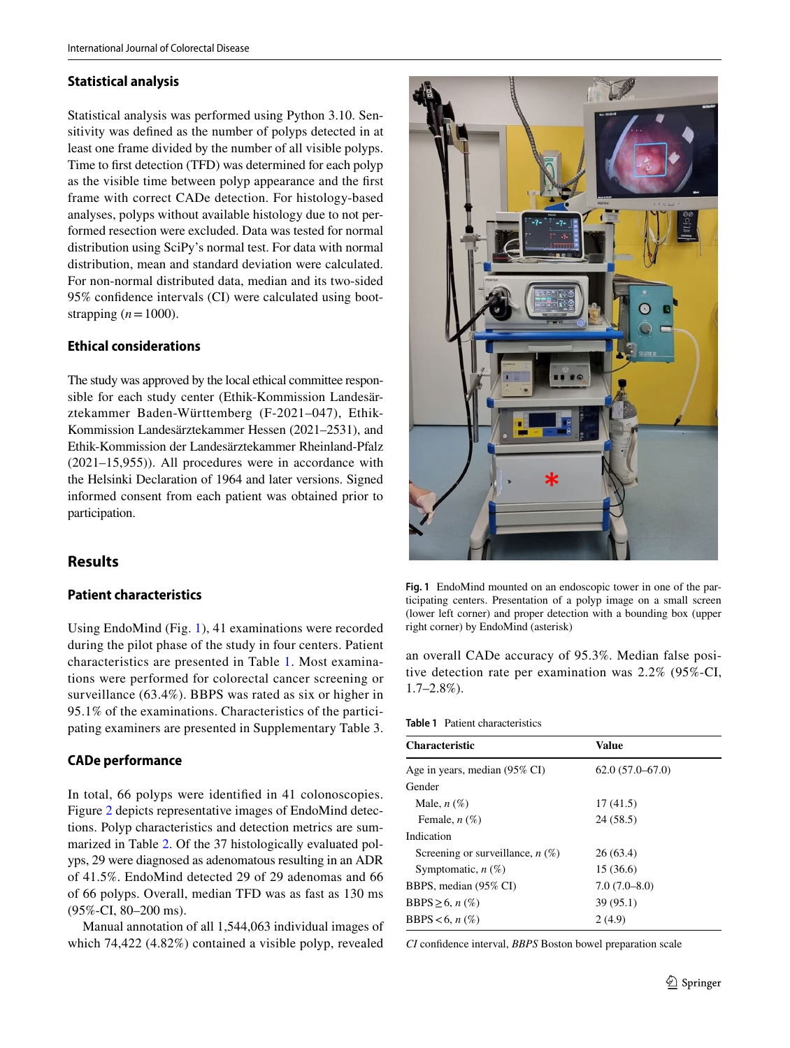### Statistical analysis

Statistical analysis was performed using Python 3.10. Sensitivity was defined as the number of polyps detected in at least one frame divided by the number of all visible polyps. Time to first detection (TFD) was determined for each polyp as the visible time between polyp appearance and the first frame with correct CADe detection. For histology-based analyses, polyps without available histology due to not performed resection were excluded. Data was tested for normal distribution using SciPy's normal test. For data with normal distribution, mean and standard deviation were calculated. For non-normal distributed data, median and its two-sided 95% confidence intervals (CI) were calculated using bootstrapping ($n = 1000$).

### Ethical considerations

The study was approved by the local ethical committee responsible for each study center (Ethik-Kommission Landesärztekammer Baden-Württemberg (F-2021–047), Ethik-Kommission Landesärztekammer Hessen (2021–2531), and Ethik-Kommission der Landesärztekammer Rheinland-Pfalz (2021–15,955)). All procedures were in accordance with the Helsinki Declaration of 1964 and later versions. Signed informed consent from each patient was obtained prior to participation.

## Results

### Patient characteristics

Using EndoMind (Fig. 1), 41 examinations were recorded during the pilot phase of the study in four centers. Patient characteristics are presented in Table 1. Most examinations were performed for colorectal cancer screening or surveillance (63.4%). BBPS was rated as six or higher in 95.1% of the examinations. Characteristics of the participating examiners are presented in Supplementary Table 3.

### CADe performance

In total, 66 polyps were identified in 41 colonoscopies. Figure 2 depicts representative images of EndoMind detections. Polyp characteristics and detection metrics are summarized in Table 2. Of the 37 histologically evaluated polyps, 29 were diagnosed as adenomatous resulting in an ADR of 41.5%. EndoMind detected 29 of 29 adenomas and 66 of 66 polyps. Overall, median TFD was as fast as 130 ms (95%-CI, 80–200 ms).

Manual annotation of all 1,544,063 individual images of which 74,422 (4.82%) contained a visible polyp, revealed an overall CADe accuracy of 95.3%. Median false positive detection rate per examination was 2.2% (95%-CI, 1.7–2.8%).

**Fig. 1** EndoMind mounted on an endoscopic tower in one of the participating centers. Presentation of a polyp image on a small screen (lower left corner) and proper detection with a bounding box (upper right corner) by EndoMind (asterisk)

**Table 1** Patient characteristics

| Characteristic | Value |
|---|---|
| Age in years, median (95% CI) | 62.0 (57.0–67.0) |
| Gender | |
| Male, *n* (%) | 17 (41.5) |
| Female, *n* (%) | 24 (58.5) |
| Indication | |
| Screening or surveillance, *n* (%) | 26 (63.4) |
| Symptomatic, *n* (%) | 15 (36.6) |
| BBPS, median (95% CI) | 7.0 (7.0–8.0) |
| BBPS ≥ 6, *n* (%) | 39 (95.1) |
| BBPS < 6, *n* (%) | 2 (4.9) |

*CI* confidence interval, *BBPS* Boston bowel preparation scale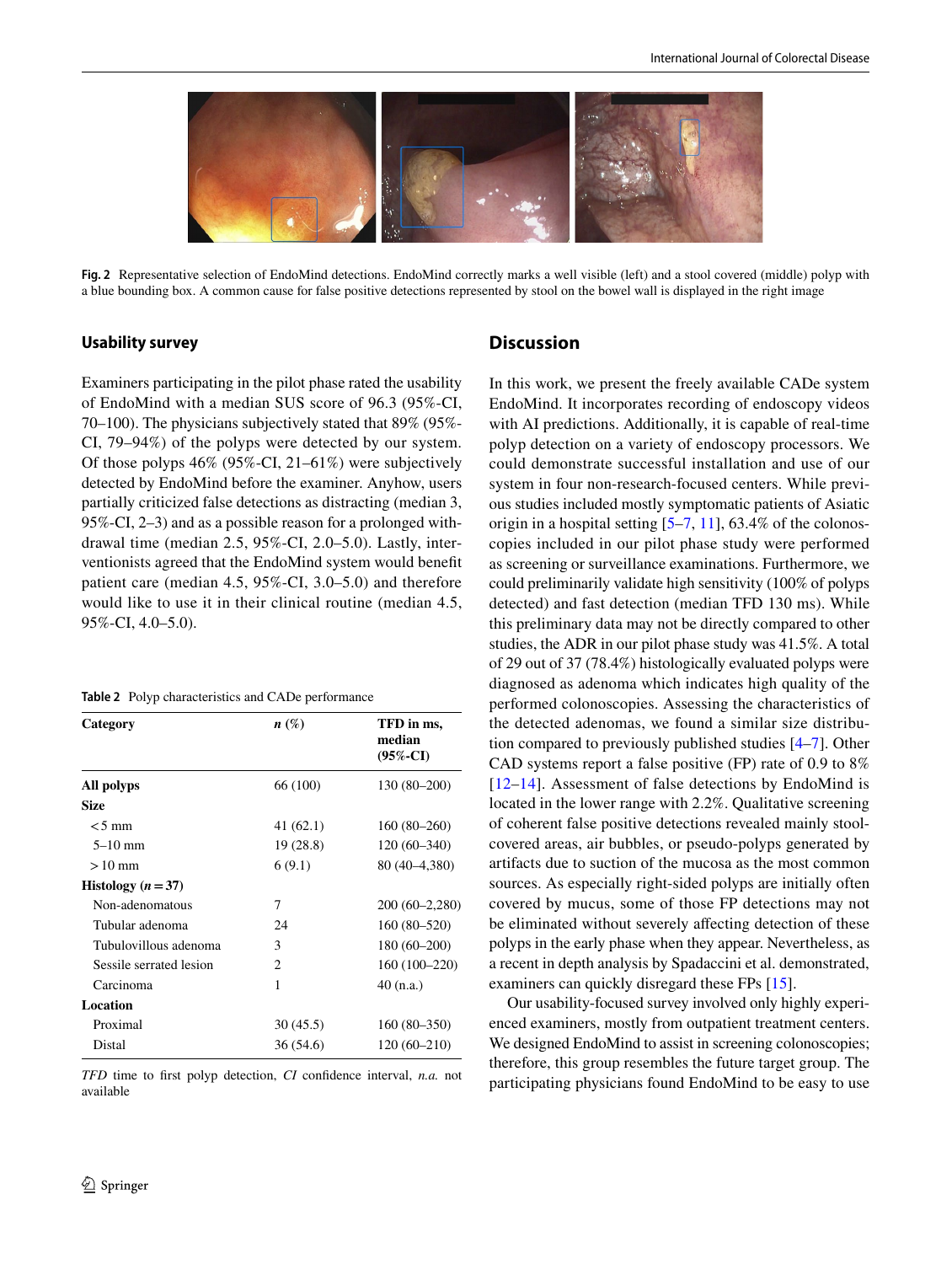Fig. 2 Representative selection of EndoMind detections. EndoMind correctly marks a well visible (left) and a stool covered (middle) polyp with a blue bounding box. A common cause for false positive detections represented by stool on the bowel wall is displayed in the right image

### Usability survey

Examiners participating in the pilot phase rated the usability of EndoMind with a median SUS score of 96.3 (95%-CI, 70–100). The physicians subjectively stated that 89% (95%-CI, 79–94%) of the polyps were detected by our system. Of those polyps 46% (95%-CI, 21–61%) were subjectively detected by EndoMind before the examiner. Anyhow, users partially criticized false detections as distracting (median 3, 95%-CI, 2–3) and as a possible reason for a prolonged withdrawal time (median 2.5, 95%-CI, 2.0–5.0). Lastly, interventionists agreed that the EndoMind system would benefit patient care (median 4.5, 95%-CI, 3.0–5.0) and therefore would like to use it in their clinical routine (median 4.5, 95%-CI, 4.0–5.0).

**Table 2** Polyp characteristics and CADe performance

| Category | *n* (%) | TFD in ms, median (95%-CI) |
|---|---|---|
| **All polyps** | 66 (100) | 130 (80–200) |
| **Size** | | |
| <5 mm | 41 (62.1) | 160 (80–260) |
| 5–10 mm | 19 (28.8) | 120 (60–340) |
| >10 mm | 6 (9.1) | 80 (40–4,380) |
| **Histology (*n*=37)** | | |
| Non-adenomatous | 7 | 200 (60–2,280) |
| Tubular adenoma | 24 | 160 (80–520) |
| Tubulovillous adenoma | 3 | 180 (60–200) |
| Sessile serrated lesion | 2 | 160 (100–220) |
| Carcinoma | 1 | 40 (n.a.) |
| **Location** | | |
| Proximal | 30 (45.5) | 160 (80–350) |
| Distal | 36 (54.6) | 120 (60–210) |

*TFD* time to first polyp detection, *CI* confidence interval, *n.a.* not available

## Discussion

In this work, we present the freely available CADe system EndoMind. It incorporates recording of endoscopy videos with AI predictions. Additionally, it is capable of real-time polyp detection on a variety of endoscopy processors. We could demonstrate successful installation and use of our system in four non-research-focused centers. While previous studies included mostly symptomatic patients of Asiatic origin in a hospital setting [5–7, 11], 63.4% of the colonoscopies included in our pilot phase study were performed as screening or surveillance examinations. Furthermore, we could preliminarily validate high sensitivity (100% of polyps detected) and fast detection (median TFD 130 ms). While this preliminary data may not be directly compared to other studies, the ADR in our pilot phase study was 41.5%. A total of 29 out of 37 (78.4%) histologically evaluated polyps were diagnosed as adenoma which indicates high quality of the performed colonoscopies. Assessing the characteristics of the detected adenomas, we found a similar size distribution compared to previously published studies [4–7]. Other CAD systems report a false positive (FP) rate of 0.9 to 8% [12–14]. Assessment of false detections by EndoMind is located in the lower range with 2.2%. Qualitative screening of coherent false positive detections revealed mainly stool-covered areas, air bubbles, or pseudo-polyps generated by artifacts due to suction of the mucosa as the most common sources. As especially right-sided polyps are initially often covered by mucus, some of those FP detections may not be eliminated without severely affecting detection of these polyps in the early phase when they appear. Nevertheless, as a recent in depth analysis by Spadaccini et al. demonstrated, examiners can quickly disregard these FPs [15].

Our usability-focused survey involved only highly experienced examiners, mostly from outpatient treatment centers. We designed EndoMind to assist in screening colonoscopies; therefore, this group resembles the future target group. The participating physicians found EndoMind to be easy to use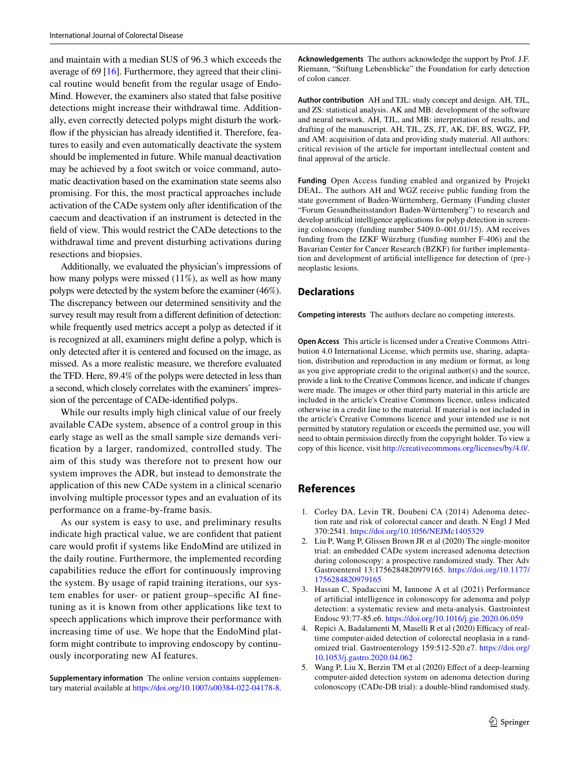and maintain with a median SUS of 96.3 which exceeds the average of 69 [16]. Furthermore, they agreed that their clinical routine would benefit from the regular usage of EndoMind. However, the examiners also stated that false positive detections might increase their withdrawal time. Additionally, even correctly detected polyps might disturb the workflow if the physician has already identified it. Therefore, features to easily and even automatically deactivate the system should be implemented in future. While manual deactivation may be achieved by a foot switch or voice command, automatic deactivation based on the examination state seems also promising. For this, the most practical approaches include activation of the CADe system only after identification of the caecum and deactivation if an instrument is detected in the field of view. This would restrict the CADe detections to the withdrawal time and prevent disturbing activations during resections and biopsies.

Additionally, we evaluated the physician's impressions of how many polyps were missed (11%), as well as how many polyps were detected by the system before the examiner (46%). The discrepancy between our determined sensitivity and the survey result may result from a different definition of detection: while frequently used metrics accept a polyp as detected if it is recognized at all, examiners might define a polyp, which is only detected after it is centered and focused on the image, as missed. As a more realistic measure, we therefore evaluated the TFD. Here, 89.4% of the polyps were detected in less than a second, which closely correlates with the examiners' impression of the percentage of CADe-identified polyps.

While our results imply high clinical value of our freely available CADe system, absence of a control group in this early stage as well as the small sample size demands verification by a larger, randomized, controlled study. The aim of this study was therefore not to present how our system improves the ADR, but instead to demonstrate the application of this new CADe system in a clinical scenario involving multiple processor types and an evaluation of its performance on a frame-by-frame basis.

As our system is easy to use, and preliminary results indicate high practical value, we are confident that patient care would profit if systems like EndoMind are utilized in the daily routine. Furthermore, the implemented recording capabilities reduce the effort for continuously improving the system. By usage of rapid training iterations, our system enables for user- or patient group–specific AI fine-tuning as it is known from other applications like text to speech applications which improve their performance with increasing time of use. We hope that the EndoMind platform might contribute to improving endoscopy by continuously incorporating new AI features.

**Supplementary information** The online version contains supplementary material available at https://doi.org/10.1007/s00384-022-04178-8.

**Acknowledgements** The authors acknowledge the support by Prof. J.F. Riemann, "Stiftung Lebensblicke" the Foundation for early detection of colon cancer.

**Author contribution** AH and TJL: study concept and design. AH, TJL, and ZS: statistical analysis. AK and MB: development of the software and neural network. AH, TJL, and MB: interpretation of results, and drafting of the manuscript. AH, TJL, ZS, JT, AK, DF, BS, WGZ, FP, and AM: acquisition of data and providing study material. All authors: critical revision of the article for important intellectual content and final approval of the article.

**Funding** Open Access funding enabled and organized by Projekt DEAL. The authors AH and WGZ receive public funding from the state government of Baden-Württemberg, Germany (Funding cluster "Forum Gesundheitsstandort Baden-Württemberg") to research and develop artificial intelligence applications for polyp detection in screening colonoscopy (funding number 5409.0–001.01/15). AM receives funding from the IZKF Würzburg (funding number F-406) and the Bavarian Center for Cancer Research (BZKF) for further implementation and development of artificial intelligence for detection of (pre-) neoplastic lesions.

## Declarations

**Competing interests** The authors declare no competing interests.

**Open Access** This article is licensed under a Creative Commons Attribution 4.0 International License, which permits use, sharing, adaptation, distribution and reproduction in any medium or format, as long as you give appropriate credit to the original author(s) and the source, provide a link to the Creative Commons licence, and indicate if changes were made. The images or other third party material in this article are included in the article's Creative Commons licence, unless indicated otherwise in a credit line to the material. If material is not included in the article's Creative Commons licence and your intended use is not permitted by statutory regulation or exceeds the permitted use, you will need to obtain permission directly from the copyright holder. To view a copy of this licence, visit http://creativecommons.org/licenses/by/4.0/.

## References

1. Corley DA, Levin TR, Doubeni CA (2014) Adenoma detection rate and risk of colorectal cancer and death. N Engl J Med 370:2541. https://doi.org/10.1056/NEJMc1405329
2. Liu P, Wang P, Glissen Brown JR et al (2020) The single-monitor trial: an embedded CADe system increased adenoma detection during colonoscopy: a prospective randomized study. Ther Adv Gastroenterol 13:1756284820979165. https://doi.org/10.1177/1756284820979165
3. Hassan C, Spadaccini M, Iannone A et al (2021) Performance of artificial intelligence in colonoscopy for adenoma and polyp detection: a systematic review and meta-analysis. Gastrointest Endosc 93:77-85.e6. https://doi.org/10.1016/j.gie.2020.06.059
4. Repici A, Badalamenti M, Maselli R et al (2020) Efficacy of real-time computer-aided detection of colorectal neoplasia in a randomized trial. Gastroenterology 159:512-520.e7. https://doi.org/10.1053/j.gastro.2020.04.062
5. Wang P, Liu X, Berzin TM et al (2020) Effect of a deep-learning computer-aided detection system on adenoma detection during colonoscopy (CADe-DB trial): a double-blind randomised study.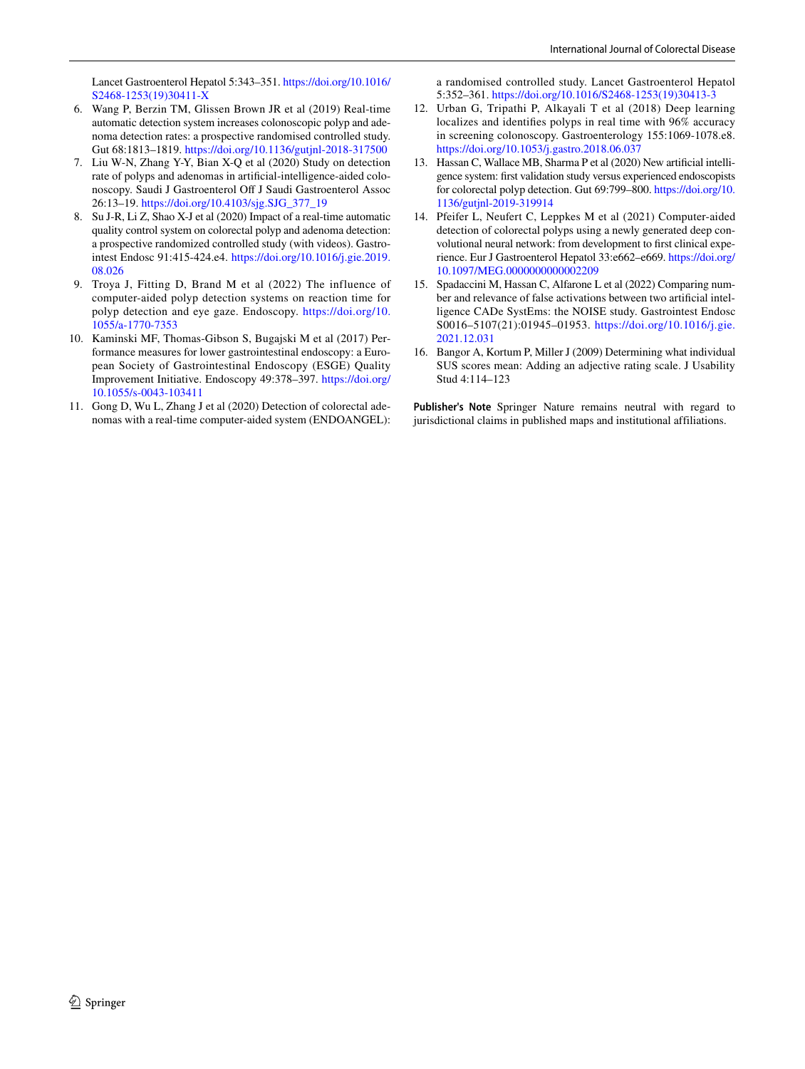Lancet Gastroenterol Hepatol 5:343–351. https://doi.org/10.1016/S2468-1253(19)30411-X

6. Wang P, Berzin TM, Glissen Brown JR et al (2019) Real-time automatic detection system increases colonoscopic polyp and adenoma detection rates: a prospective randomised controlled study. Gut 68:1813–1819. https://doi.org/10.1136/gutjnl-2018-317500
7. Liu W-N, Zhang Y-Y, Bian X-Q et al (2020) Study on detection rate of polyps and adenomas in artificial-intelligence-aided colonoscopy. Saudi J Gastroenterol Off J Saudi Gastroenterol Assoc 26:13–19. https://doi.org/10.4103/sjg.SJG_377_19
8. Su J-R, Li Z, Shao X-J et al (2020) Impact of a real-time automatic quality control system on colorectal polyp and adenoma detection: a prospective randomized controlled study (with videos). Gastrointest Endosc 91:415-424.e4. https://doi.org/10.1016/j.gie.2019.08.026
9. Troya J, Fitting D, Brand M et al (2022) The influence of computer-aided polyp detection systems on reaction time for polyp detection and eye gaze. Endoscopy. https://doi.org/10.1055/a-1770-7353
10. Kaminski MF, Thomas-Gibson S, Bugajski M et al (2017) Performance measures for lower gastrointestinal endoscopy: a European Society of Gastrointestinal Endoscopy (ESGE) Quality Improvement Initiative. Endoscopy 49:378–397. https://doi.org/10.1055/s-0043-103411
11. Gong D, Wu L, Zhang J et al (2020) Detection of colorectal adenomas with a real-time computer-aided system (ENDOANGEL): a randomised controlled study. Lancet Gastroenterol Hepatol 5:352–361. https://doi.org/10.1016/S2468-1253(19)30413-3
12. Urban G, Tripathi P, Alkayali T et al (2018) Deep learning localizes and identifies polyps in real time with 96% accuracy in screening colonoscopy. Gastroenterology 155:1069-1078.e8. https://doi.org/10.1053/j.gastro.2018.06.037
13. Hassan C, Wallace MB, Sharma P et al (2020) New artificial intelligence system: first validation study versus experienced endoscopists for colorectal polyp detection. Gut 69:799–800. https://doi.org/10.1136/gutjnl-2019-319914
14. Pfeifer L, Neufert C, Leppkes M et al (2021) Computer-aided detection of colorectal polyps using a newly generated deep convolutional neural network: from development to first clinical experience. Eur J Gastroenterol Hepatol 33:e662–e669. https://doi.org/10.1097/MEG.0000000000002209
15. Spadaccini M, Hassan C, Alfarone L et al (2022) Comparing number and relevance of false activations between two artificial intelligence CADe SystEms: the NOISE study. Gastrointest Endosc S0016–5107(21):01945–01953. https://doi.org/10.1016/j.gie.2021.12.031
16. Bangor A, Kortum P, Miller J (2009) Determining what individual SUS scores mean: Adding an adjective rating scale. J Usability Stud 4:114–123

**Publisher's Note** Springer Nature remains neutral with regard to jurisdictional claims in published maps and institutional affiliations.